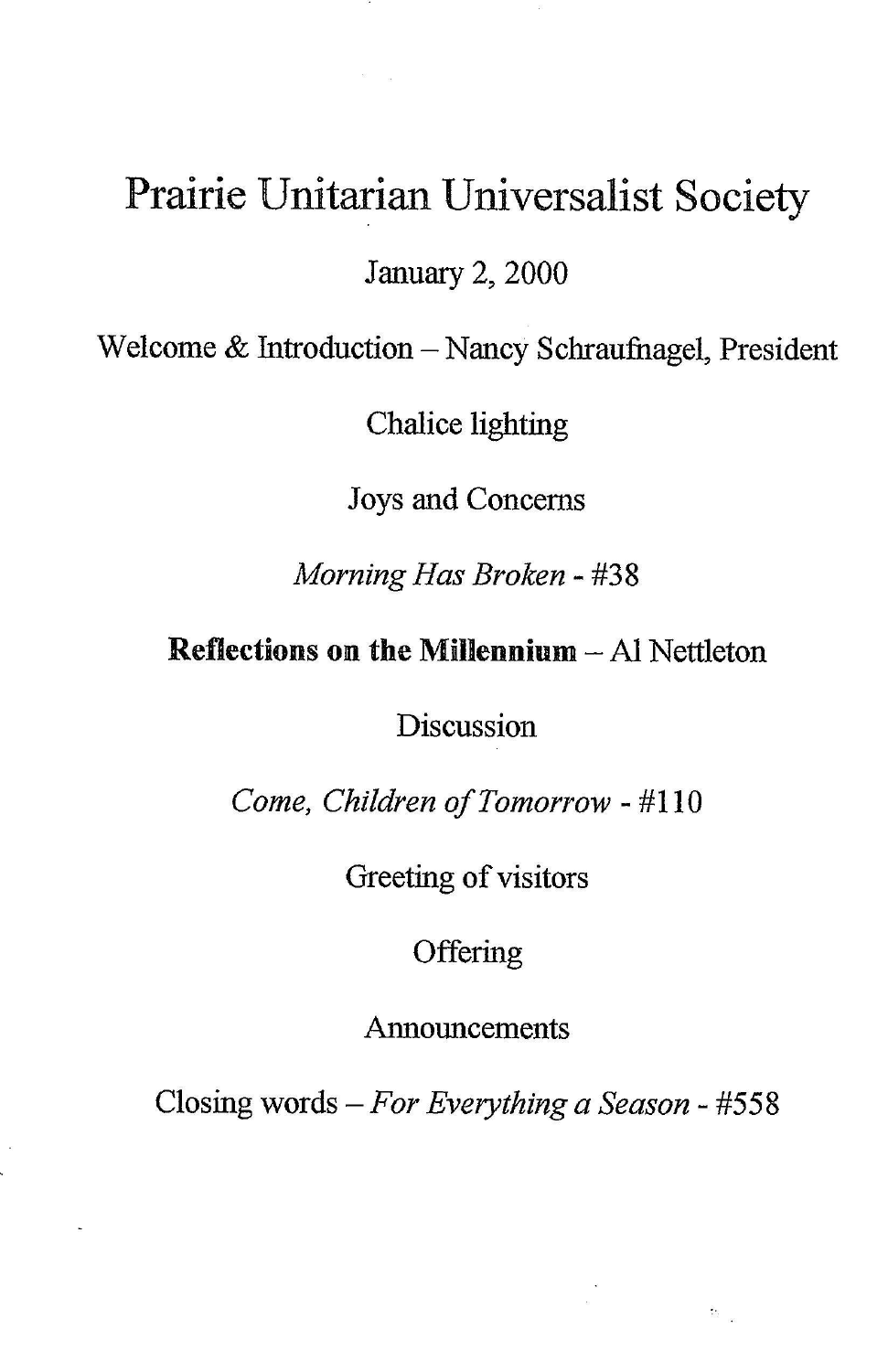# Prairie Unitarian Universalist Society

January 2, 2000

Welcome & Introduction – Nancy Schraufnagel, President

Chalice lighting

Joys and Concerns

*Morning Has Broken* - #38

**Reflections on the Millennium** – Al Nettleton

Discussion

*Come, Children of Tomorrow* - #110

Greeting of visitors

Offering

Announcements

Closing words – *For Everything a Season* - #558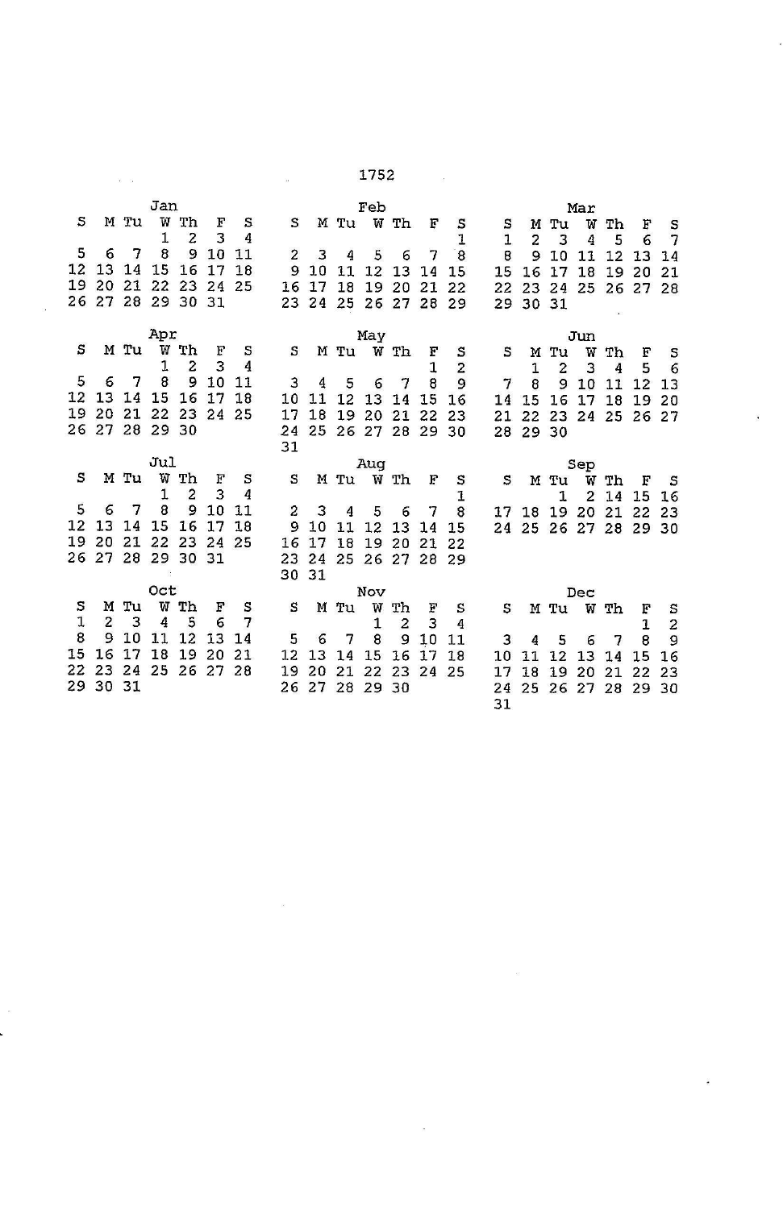# 1752

### Jan

| S | M | Tu | W | Th | F | S |
|---|---|---|---|---|---|---|
| | | | 1 | 2 | 3 | 4 |
| 5 | 6 | 7 | 8 | 9 | 10 | 11 |
| 12 | 13 | 14 | 15 | 16 | 17 | 18 |
| 19 | 20 | 21 | 22 | 23 | 24 | 25 |
| 26 | 27 | 28 | 29 | 30 | 31 | |

### Feb

| S | M | Tu | W | Th | F | S |
|---|---|---|---|---|---|---|
| | | | | | | 1 |
| 2 | 3 | 4 | 5 | 6 | 7 | 8 |
| 9 | 10 | 11 | 12 | 13 | 14 | 15 |
| 16 | 17 | 18 | 19 | 20 | 21 | 22 |
| 23 | 24 | 25 | 26 | 27 | 28 | 29 |

### Mar

| S | M | Tu | W | Th | F | S |
|---|---|---|---|---|---|---|
| 1 | 2 | 3 | 4 | 5 | 6 | 7 |
| 8 | 9 | 10 | 11 | 12 | 13 | 14 |
| 15 | 16 | 17 | 18 | 19 | 20 | 21 |
| 22 | 23 | 24 | 25 | 26 | 27 | 28 |
| 29 | 30 | 31 | | | | |

### Apr

| S | M | Tu | W | Th | F | S |
|---|---|---|---|---|---|---|
| | | | 1 | 2 | 3 | 4 |
| 5 | 6 | 7 | 8 | 9 | 10 | 11 |
| 12 | 13 | 14 | 15 | 16 | 17 | 18 |
| 19 | 20 | 21 | 22 | 23 | 24 | 25 |
| 26 | 27 | 28 | 29 | 30 | | |

### May

| S | M | Tu | W | Th | F | S |
|---|---|---|---|---|---|---|
| | | | | | 1 | 2 |
| 3 | 4 | 5 | 6 | 7 | 8 | 9 |
| 10 | 11 | 12 | 13 | 14 | 15 | 16 |
| 17 | 18 | 19 | 20 | 21 | 22 | 23 |
| 24 | 25 | 26 | 27 | 28 | 29 | 30 |
| 31 | | | | | | |

### Jun

| S | M | Tu | W | Th | F | S |
|---|---|---|---|---|---|---|
| | 1 | 2 | 3 | 4 | 5 | 6 |
| 7 | 8 | 9 | 10 | 11 | 12 | 13 |
| 14 | 15 | 16 | 17 | 18 | 19 | 20 |
| 21 | 22 | 23 | 24 | 25 | 26 | 27 |
| 28 | 29 | 30 | | | | |

### Jul

| S | M | Tu | W | Th | F | S |
|---|---|---|---|---|---|---|
| | | | 1 | 2 | 3 | 4 |
| 5 | 6 | 7 | 8 | 9 | 10 | 11 |
| 12 | 13 | 14 | 15 | 16 | 17 | 18 |
| 19 | 20 | 21 | 22 | 23 | 24 | 25 |
| 26 | 27 | 28 | 29 | 30 | 31 | |

### Aug

| S | M | Tu | W | Th | F | S |
|---|---|---|---|---|---|---|
| | | | | | | 1 |
| 2 | 3 | 4 | 5 | 6 | 7 | 8 |
| 9 | 10 | 11 | 12 | 13 | 14 | 15 |
| 16 | 17 | 18 | 19 | 20 | 21 | 22 |
| 23 | 24 | 25 | 26 | 27 | 28 | 29 |
| 30 | 31 | | | | | |

### Sep

| S | M | Tu | W | Th | F | S |
|---|---|---|---|---|---|---|
| | | 1 | 2 | 14 | 15 | 16 |
| 17 | 18 | 19 | 20 | 21 | 22 | 23 |
| 24 | 25 | 26 | 27 | 28 | 29 | 30 |

### Oct

| S | M | Tu | W | Th | F | S |
|---|---|---|---|---|---|---|
| 1 | 2 | 3 | 4 | 5 | 6 | 7 |
| 8 | 9 | 10 | 11 | 12 | 13 | 14 |
| 15 | 16 | 17 | 18 | 19 | 20 | 21 |
| 22 | 23 | 24 | 25 | 26 | 27 | 28 |
| 29 | 30 | 31 | | | | |

### Nov

| S | M | Tu | W | Th | F | S |
|---|---|---|---|---|---|---|
| | | | 1 | 2 | 3 | 4 |
| 5 | 6 | 7 | 8 | 9 | 10 | 11 |
| 12 | 13 | 14 | 15 | 16 | 17 | 18 |
| 19 | 20 | 21 | 22 | 23 | 24 | 25 |
| 26 | 27 | 28 | 29 | 30 | | |

### Dec

| S | M | Tu | W | Th | F | S |
|---|---|---|---|---|---|---|
| | | | | | 1 | 2 |
| 3 | 4 | 5 | 6 | 7 | 8 | 9 |
| 10 | 11 | 12 | 13 | 14 | 15 | 16 |
| 17 | 18 | 19 | 20 | 21 | 22 | 23 |
| 24 | 25 | 26 | 27 | 28 | 29 | 30 |
| 31 | | | | | | |